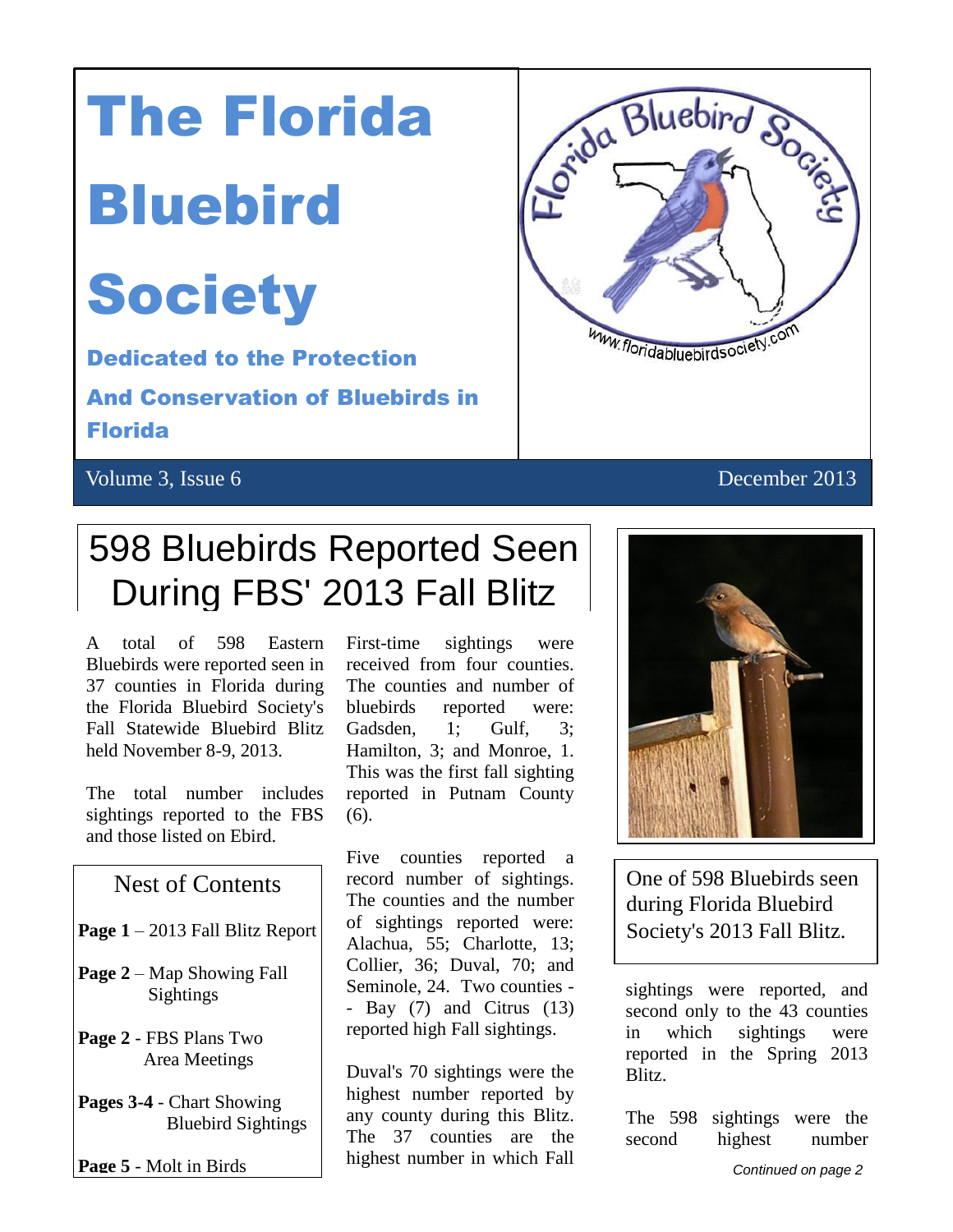# The Florida Bluebird Society

**Dedicated to the Protection And Conservation of Bluebirds in Florida**

Volume 3, Issue 6 December 2013

## 598 Bluebirds Reported Seen During FBS' 2013 Fall Blitz

A total of 598 Eastern Bluebirds were reported seen in 37 counties in Florida during the Florida Bluebird Society's Fall Statewide Bluebird Blitz held November 8-9, 2013.

The total number includes sightings reported to the FBS and those listed on Ebird.

First-time sightings were received from four counties. The counties and number of bluebirds reported were: Gadsden, 1; Gulf, 3; Hamilton, 3; and Monroe, 1. This was the first fall sighting reported in Putnam County (6).

Five counties reported a record number of sightings. The counties and the number of sightings reported were: Alachua, 55; Charlotte, 13; Collier, 36; Duval, 70; and Seminole, 24. Two counties -- Bay (7) and Citrus (13) reported high Fall sightings.

Duval's 70 sightings were the highest number reported by any county during this Blitz. The 37 counties are the highest number in which Fall sightings were reported, and second only to the 43 counties in which sightings were reported in the Spring 2013 Blitz.

The 598 sightings were the second highest number

*Continued on page 2*

### Nest of Contents

**Page 1** – 2013 Fall Blitz Report

**Page 2** – Map Showing Fall Sightings

**Page 2** - FBS Plans Two Area Meetings

**Pages 3-4** - Chart Showing Bluebird Sightings

**Page 5** - Molt in Birds

One of 598 Bluebirds seen during Florida Bluebird Society's 2013 Fall Blitz.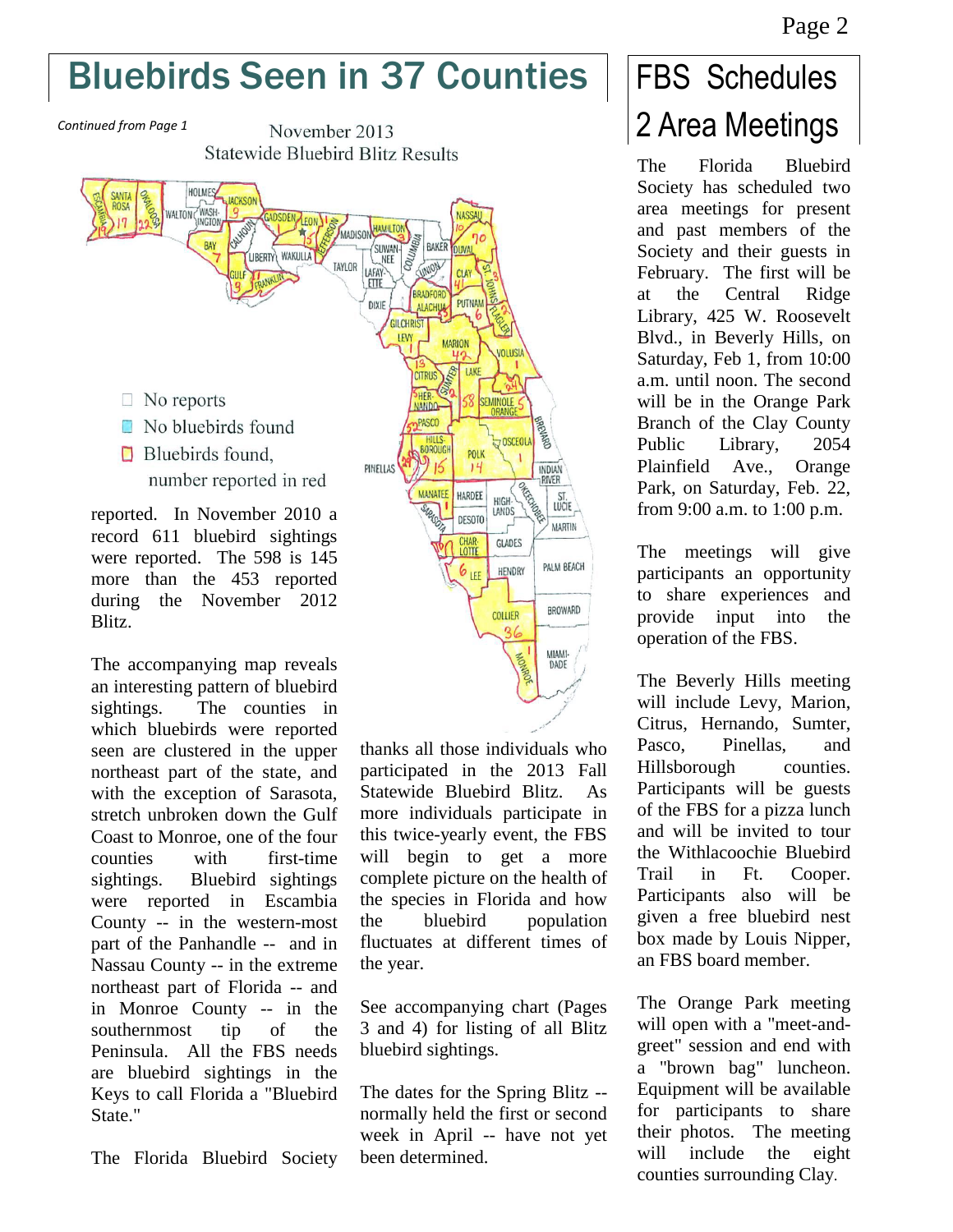# Bluebirds Seen in 37 Counties

*Continued from Page 1*

November 2013
Statewide Bluebird Blitz Results

- No reports
- No bluebirds found
- Bluebirds found, number reported in red

reported. In November 2010 a record 611 bluebird sightings were reported. The 598 is 145 more than the 453 reported during the November 2012 Blitz.

The accompanying map reveals an interesting pattern of bluebird sightings. The counties in which bluebirds were reported seen are clustered in the upper northeast part of the state, and with the exception of Sarasota, stretch unbroken down the Gulf Coast to Monroe, one of the four counties with first-time sightings. Bluebird sightings were reported in Escambia County -- in the western-most part of the Panhandle -- and in Nassau County -- in the extreme northeast part of Florida -- and in Monroe County -- in the southernmost tip of the Peninsula. All the FBS needs are bluebird sightings in the Keys to call Florida a "Bluebird State."

The Florida Bluebird Society thanks all those individuals who participated in the 2013 Fall Statewide Bluebird Blitz. As more individuals participate in this twice-yearly event, the FBS will begin to get a more complete picture on the health of the species in Florida and how the bluebird population fluctuates at different times of the year.

See accompanying chart (Pages 3 and 4) for listing of all Blitz bluebird sightings.

The dates for the Spring Blitz -- normally held the first or second week in April -- have not yet been determined.

# FBS Schedules 2 Area Meetings

The Florida Bluebird Society has scheduled two area meetings for present and past members of the Society and their guests in February. The first will be at the Central Ridge Library, 425 W. Roosevelt Blvd., in Beverly Hills, on Saturday, Feb 1, from 10:00 a.m. until noon. The second will be in the Orange Park Branch of the Clay County Public Library, 2054 Plainfield Ave., Orange Park, on Saturday, Feb. 22, from 9:00 a.m. to 1:00 p.m.

The meetings will give participants an opportunity to share experiences and provide input into the operation of the FBS.

The Beverly Hills meeting will include Levy, Marion, Citrus, Hernando, Sumter, Pasco, Pinellas, and Hillsborough counties. Participants will be guests of the FBS for a pizza lunch and will be invited to tour the Withlacoochie Bluebird Trail in Ft. Cooper. Participants also will be given a free bluebird nest box made by Louis Nipper, an FBS board member.

The Orange Park meeting will open with a "meet-and-greet" session and end with a "brown bag" luncheon. Equipment will be available for participants to share their photos. The meeting will include the eight counties surrounding Clay.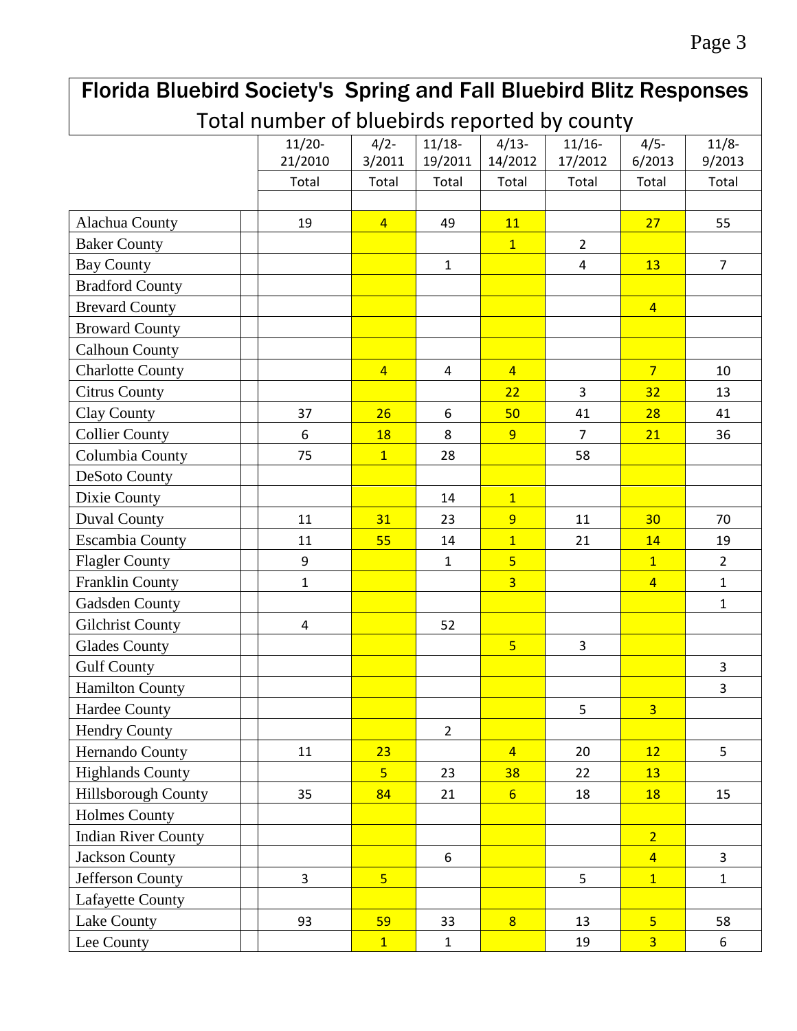# Florida Bluebird Society's Spring and Fall Bluebird Blitz Responses

## Total number of bluebirds reported by county

| | 11/20-21/2010 | 4/2-3/2011 | 11/18-19/2011 | 4/13-14/2012 | 11/16-17/2012 | 4/5-6/2013 | 11/8-9/2013 |
|---|---|---|---|---|---|---|---|
| | Total | Total | Total | Total | Total | Total | Total |
| Alachua County | 19 | 4 | 49 | 11 | | 27 | 55 |
| Baker County | | | | 1 | 2 | | |
| Bay County | | | 1 | | 4 | 13 | 7 |
| Bradford County | | | | | | | |
| Brevard County | | | | | | 4 | |
| Broward County | | | | | | | |
| Calhoun County | | | | | | | |
| Charlotte County | | 4 | 4 | 4 | | 7 | 10 |
| Citrus County | | | | 22 | 3 | 32 | 13 |
| Clay County | 37 | 26 | 6 | 50 | 41 | 28 | 41 |
| Collier County | 6 | 18 | 8 | 9 | 7 | 21 | 36 |
| Columbia County | 75 | 1 | 28 | | 58 | | |
| DeSoto County | | | | | | | |
| Dixie County | | | 14 | 1 | | | |
| Duval County | 11 | 31 | 23 | 9 | 11 | 30 | 70 |
| Escambia County | 11 | 55 | 14 | 1 | 21 | 14 | 19 |
| Flagler County | 9 | | 1 | 5 | | 1 | 2 |
| Franklin County | 1 | | | 3 | | 4 | 1 |
| Gadsden County | | | | | | | 1 |
| Gilchrist County | 4 | | 52 | | | | |
| Glades County | | | | 5 | 3 | | |
| Gulf County | | | | | | | 3 |
| Hamilton County | | | | | | | 3 |
| Hardee County | | | | | 5 | 3 | |
| Hendry County | | | 2 | | | | |
| Hernando County | 11 | 23 | | 4 | 20 | 12 | 5 |
| Highlands County | | 5 | 23 | 38 | 22 | 13 | |
| Hillsborough County | 35 | 84 | 21 | 6 | 18 | 18 | 15 |
| Holmes County | | | | | | | |
| Indian River County | | | | | | 2 | |
| Jackson County | | | 6 | | | 4 | 3 |
| Jefferson County | 3 | 5 | | | 5 | 1 | 1 |
| Lafayette County | | | | | | | |
| Lake County | 93 | 59 | 33 | 8 | 13 | 5 | 58 |
| Lee County | | 1 | 1 | | 19 | 3 | 6 |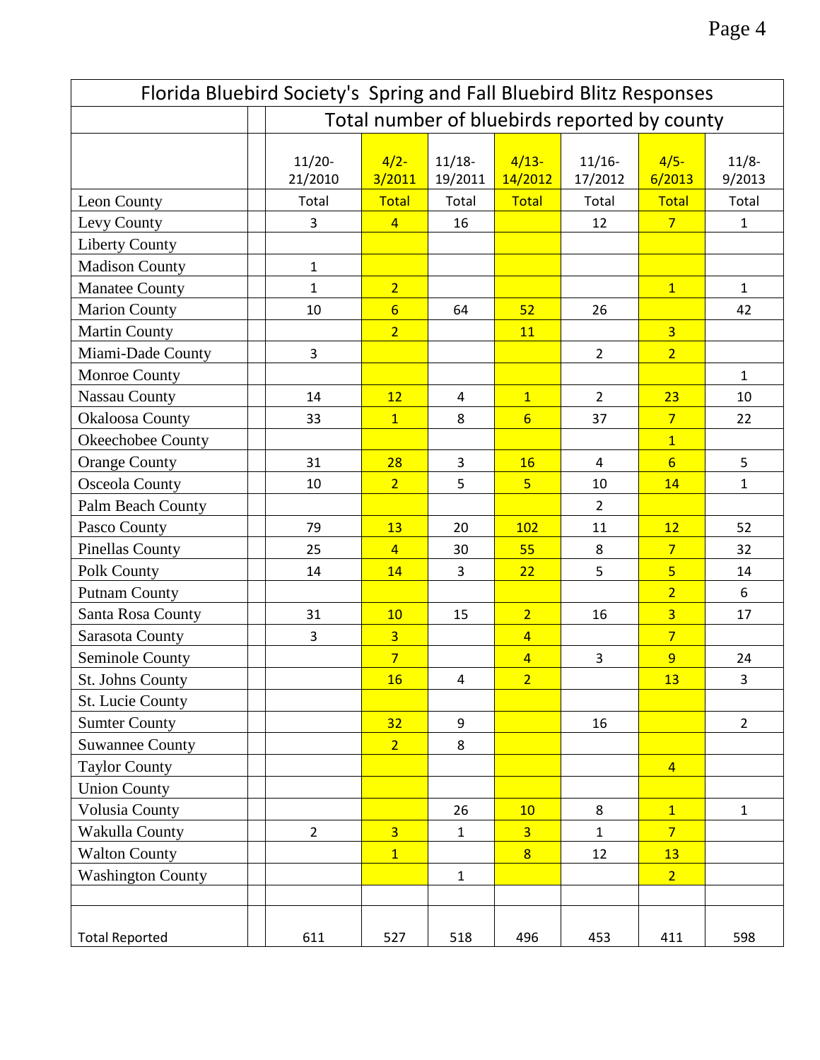| Florida Bluebird Society's Spring and Fall Bluebird Blitz Responses | | | | | | | |
|---|---|---|---|---|---|---|---|
| | Total number of bluebirds reported by county | | | | | | |
| | 11/20-21/2010 | 4/2-3/2011 | 11/18-19/2011 | 4/13-14/2012 | 11/16-17/2012 | 4/5-6/2013 | 11/8-9/2013 |
| Leon County | Total | Total | Total | Total | Total | Total | Total |
| Levy County | 3 | 4 | 16 | | 12 | 7 | 1 |
| Liberty County | | | | | | | |
| Madison County | 1 | | | | | | |
| Manatee County | 1 | 2 | | | | 1 | 1 |
| Marion County | 10 | 6 | 64 | 52 | 26 | | 42 |
| Martin County | | 2 | | 11 | | 3 | |
| Miami-Dade County | 3 | | | | 2 | 2 | |
| Monroe County | | | | | | | 1 |
| Nassau County | 14 | 12 | 4 | 1 | 2 | 23 | 10 |
| Okaloosa County | 33 | 1 | 8 | 6 | 37 | 7 | 22 |
| Okeechobee County | | | | | | 1 | |
| Orange County | 31 | 28 | 3 | 16 | 4 | 6 | 5 |
| Osceola County | 10 | 2 | 5 | 5 | 10 | 14 | 1 |
| Palm Beach County | | | | | 2 | | |
| Pasco County | 79 | 13 | 20 | 102 | 11 | 12 | 52 |
| Pinellas County | 25 | 4 | 30 | 55 | 8 | 7 | 32 |
| Polk County | 14 | 14 | 3 | 22 | 5 | 5 | 14 |
| Putnam County | | | | | | 2 | 6 |
| Santa Rosa County | 31 | 10 | 15 | 2 | 16 | 3 | 17 |
| Sarasota County | 3 | 3 | | 4 | | 7 | |
| Seminole County | | 7 | | 4 | 3 | 9 | 24 |
| St. Johns County | | 16 | 4 | 2 | | 13 | 3 |
| St. Lucie County | | | | | | | |
| Sumter County | | 32 | 9 | | 16 | | 2 |
| Suwannee County | | 2 | 8 | | | | |
| Taylor County | | | | | | 4 | |
| Union County | | | | | | | |
| Volusia County | | | 26 | 10 | 8 | 1 | 1 |
| Wakulla County | 2 | 3 | 1 | 3 | 1 | 7 | |
| Walton County | | 1 | | 8 | 12 | 13 | |
| Washington County | | | 1 | | | 2 | |
| | | | | | | | |
| Total Reported | 611 | 527 | 518 | 496 | 453 | 411 | 598 |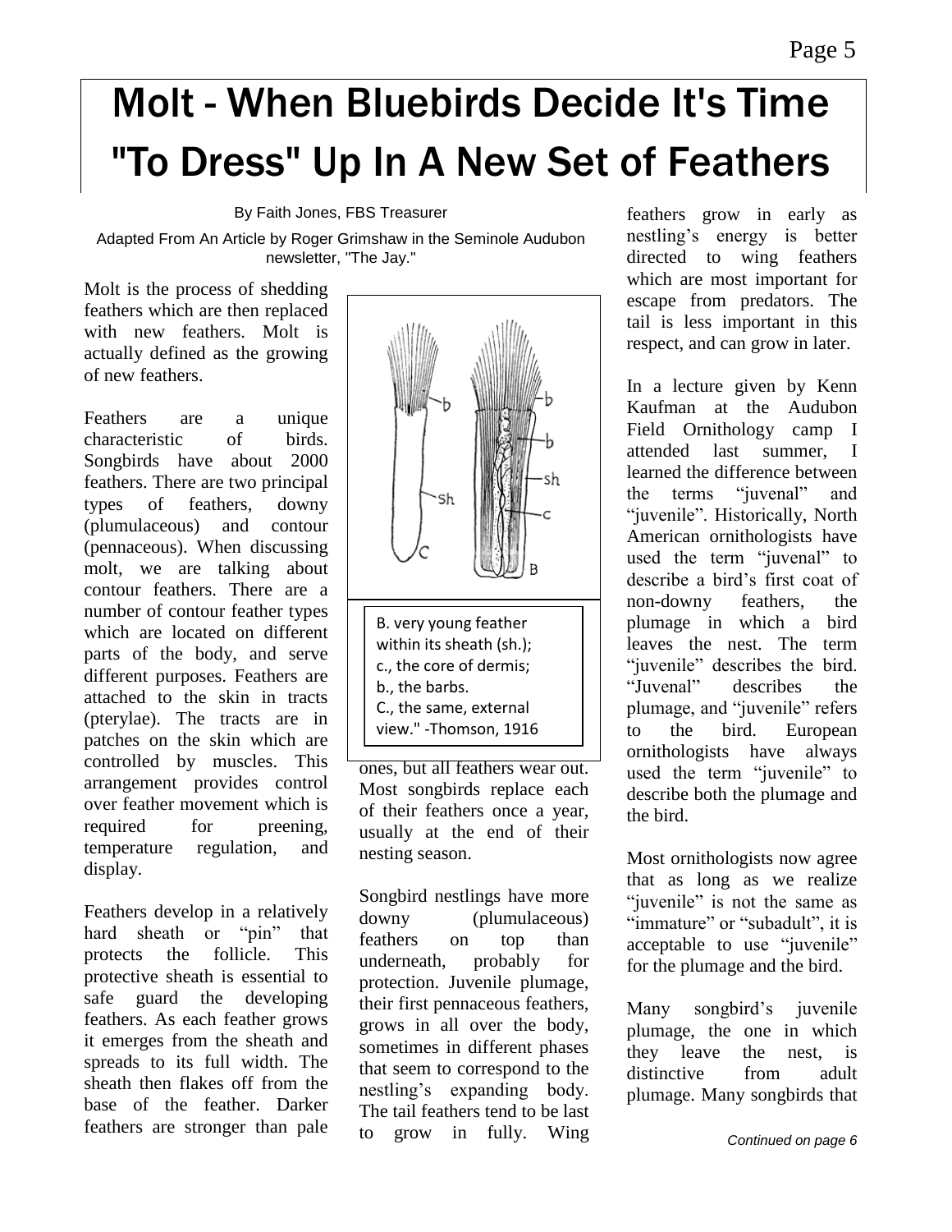# Molt - When Bluebirds Decide It's Time "To Dress" Up In A New Set of Feathers

By Faith Jones, FBS Treasurer

Adapted From An Article by Roger Grimshaw in the Seminole Audubon newsletter, "The Jay."

Molt is the process of shedding feathers which are then replaced with new feathers. Molt is actually defined as the growing of new feathers.

Feathers are a unique characteristic of birds. Songbirds have about 2000 feathers. There are two principal types of feathers, downy (plumulaceous) and contour (pennaceous). When discussing molt, we are talking about contour feathers. There are a number of contour feather types which are located on different parts of the body, and serve different purposes. Feathers are attached to the skin in tracts (pterylae). The tracts are in patches on the skin which are controlled by muscles. This arrangement provides control over feather movement which is required for preening, temperature regulation, and display.

Feathers develop in a relatively hard sheath or "pin" that protects the follicle. This protective sheath is essential to safe guard the developing feathers. As each feather grows it emerges from the sheath and spreads to its full width. The sheath then flakes off from the base of the feather. Darker feathers are stronger than pale ones, but all feathers wear out. Most songbirds replace each of their feathers once a year, usually at the end of their nesting season.

B. very young feather within its sheath (sh.); c., the core of dermis; b., the barbs. C., the same, external view." -Thomson, 1916

Songbird nestlings have more downy (plumulaceous) feathers on top than underneath, probably for protection. Juvenile plumage, their first pennaceous feathers, grows in all over the body, sometimes in different phases that seem to correspond to the nestling's expanding body. The tail feathers tend to be last to grow in fully. Wing feathers grow in early as nestling's energy is better directed to wing feathers which are most important for escape from predators. The tail is less important in this respect, and can grow in later.

In a lecture given by Kenn Kaufman at the Audubon Field Ornithology camp I attended last summer, I learned the difference between the terms "juvenal" and "juvenile". Historically, North American ornithologists have used the term "juvenal" to describe a bird's first coat of non-downy feathers, the plumage in which a bird leaves the nest. The term "juvenile" describes the bird. "Juvenal" describes the plumage, and "juvenile" refers to the bird. European ornithologists have always used the term "juvenile" to describe both the plumage and the bird.

Most ornithologists now agree that as long as we realize "juvenile" is not the same as "immature" or "subadult", it is acceptable to use "juvenile" for the plumage and the bird.

Many songbird's juvenile plumage, the one in which they leave the nest, is distinctive from adult plumage. Many songbirds that

*Continued on page 6*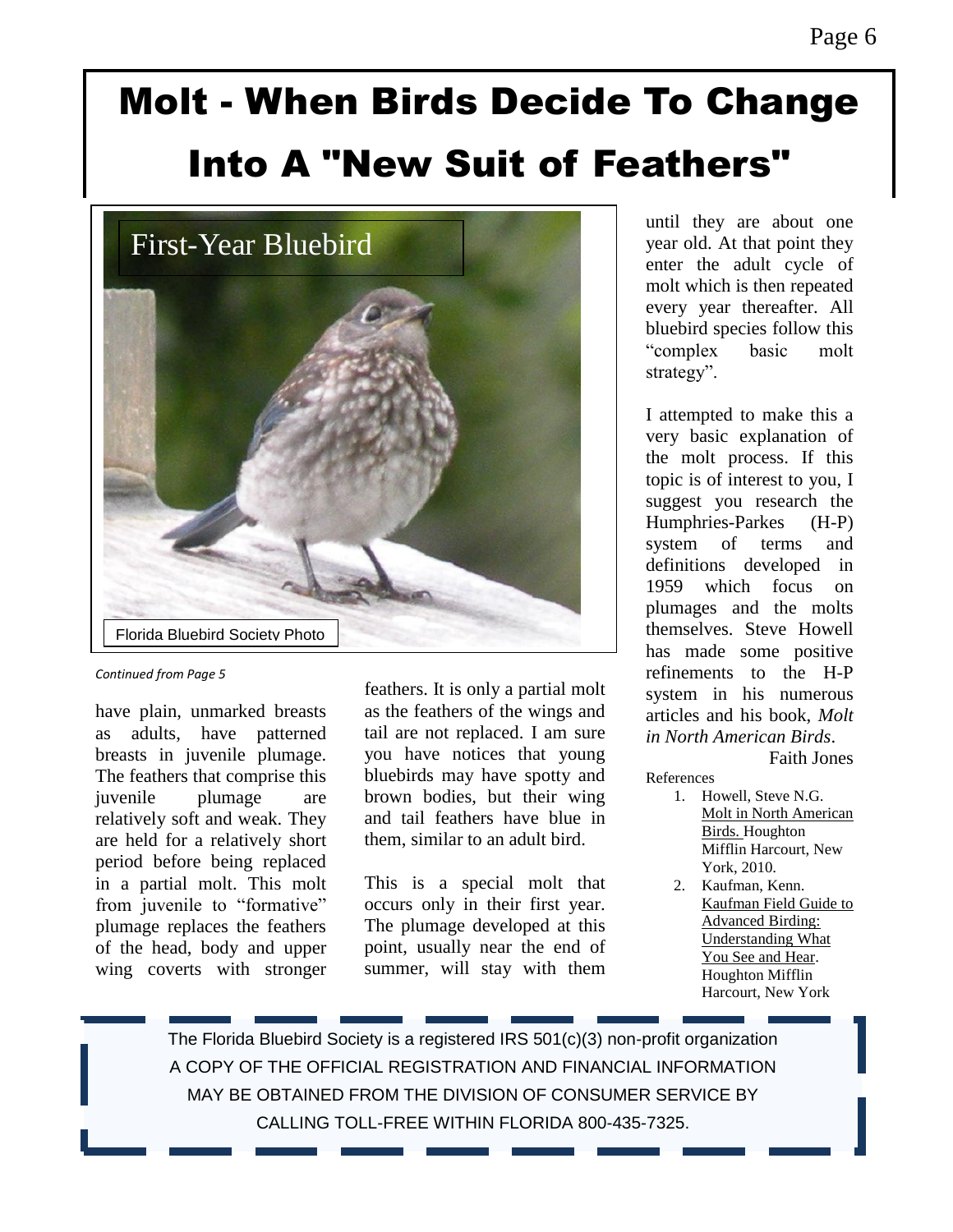# Molt - When Birds Decide To Change Into A "New Suit of Feathers"

First-Year Bluebird

Florida Bluebird Society Photo

*Continued from Page 5*

have plain, unmarked breasts as adults, have patterned breasts in juvenile plumage. The feathers that comprise this juvenile plumage are relatively soft and weak. They are held for a relatively short period before being replaced in a partial molt. This molt from juvenile to "formative" plumage replaces the feathers of the head, body and upper wing coverts with stronger feathers. It is only a partial molt as the feathers of the wings and tail are not replaced. I am sure you have notices that young bluebirds may have spotty and brown bodies, but their wing and tail feathers have blue in them, similar to an adult bird.

This is a special molt that occurs only in their first year. The plumage developed at this point, usually near the end of summer, will stay with them until they are about one year old. At that point they enter the adult cycle of molt which is then repeated every year thereafter. All bluebird species follow this "complex basic molt strategy".

I attempted to make this a very basic explanation of the molt process. If this topic is of interest to you, I suggest you research the Humphries-Parkes (H-P) system of terms and definitions developed in 1959 which focus on plumages and the molts themselves. Steve Howell has made some positive refinements to the H-P system in his numerous articles and his book, *Molt in North American Birds*.

Faith Jones

References

1. Howell, Steve N.G. Molt in North American Birds. Houghton Mifflin Harcourt, New York, 2010.
2. Kaufman, Kenn. Kaufman Field Guide to Advanced Birding: Understanding What You See and Hear. Houghton Mifflin Harcourt, New York

The Florida Bluebird Society is a registered IRS 501(c)(3) non-profit organization
A COPY OF THE OFFICIAL REGISTRATION AND FINANCIAL INFORMATION MAY BE OBTAINED FROM THE DIVISION OF CONSUMER SERVICE BY CALLING TOLL-FREE WITHIN FLORIDA 800-435-7325.